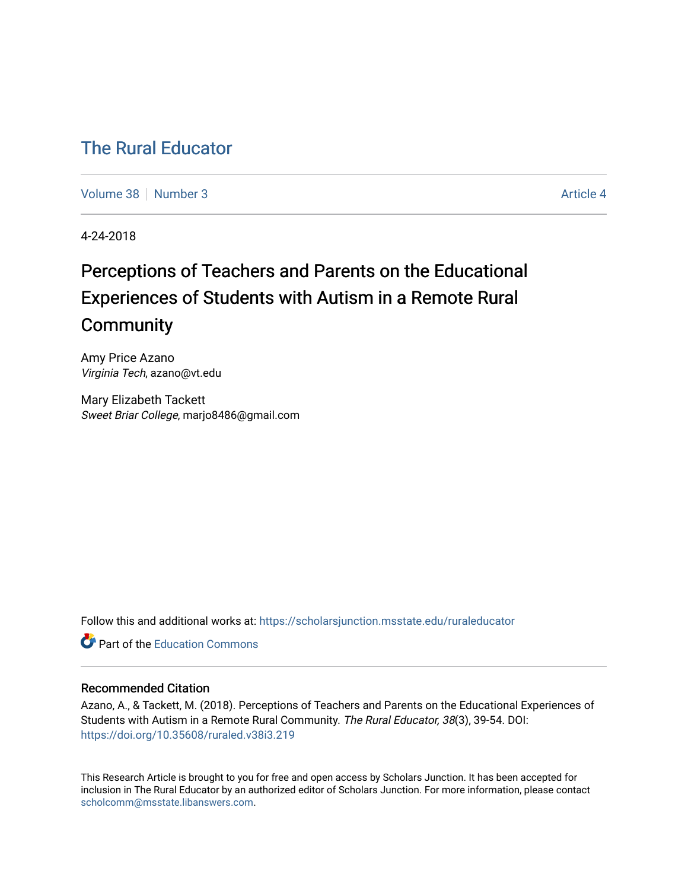# The Rural Educator

Volume 38 | Number 3 | Article 4

4-24-2018

## Perceptions of Teachers and Parents on the Educational Experiences of Students with Autism in a Remote Rural Community

Amy Price Azano
*Virginia Tech*, azano@vt.edu

Mary Elizabeth Tackett
*Sweet Briar College*, marjo8486@gmail.com

Follow this and additional works at: https://scholarsjunction.msstate.edu/ruraleducator

Part of the Education Commons

### Recommended Citation

Azano, A., & Tackett, M. (2018). Perceptions of Teachers and Parents on the Educational Experiences of Students with Autism in a Remote Rural Community. *The Rural Educator, 38*(3), 39-54. DOI: https://doi.org/10.35608/ruraled.v38i3.219

This Research Article is brought to you for free and open access by Scholars Junction. It has been accepted for inclusion in The Rural Educator by an authorized editor of Scholars Junction. For more information, please contact scholcomm@msstate.libanswers.com.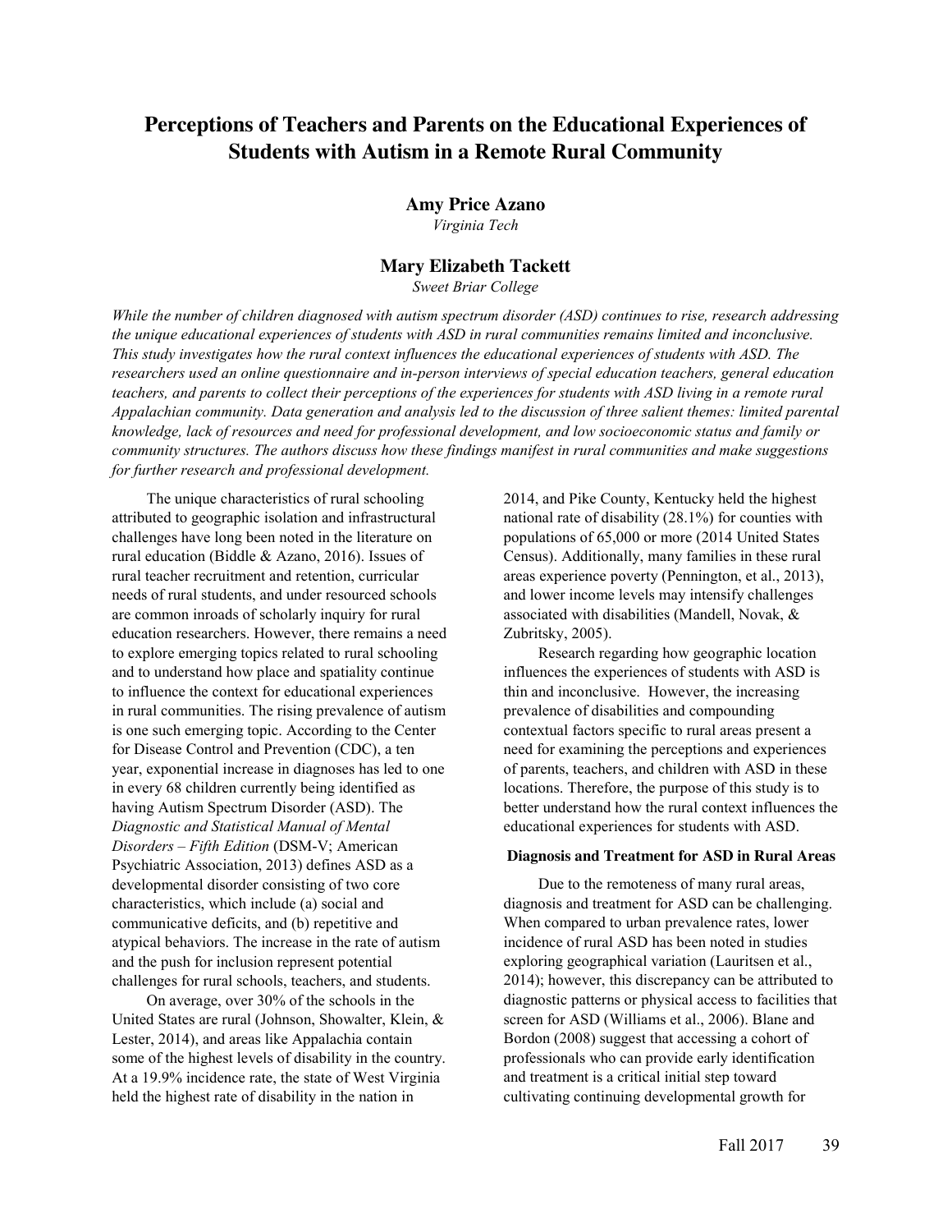# Perceptions of Teachers and Parents on the Educational Experiences of Students with Autism in a Remote Rural Community

**Amy Price Azano**
*Virginia Tech*

**Mary Elizabeth Tackett**
*Sweet Briar College*

*While the number of children diagnosed with autism spectrum disorder (ASD) continues to rise, research addressing the unique educational experiences of students with ASD in rural communities remains limited and inconclusive. This study investigates how the rural context influences the educational experiences of students with ASD. The researchers used an online questionnaire and in-person interviews of special education teachers, general education teachers, and parents to collect their perceptions of the experiences for students with ASD living in a remote rural Appalachian community. Data generation and analysis led to the discussion of three salient themes: limited parental knowledge, lack of resources and need for professional development, and low socioeconomic status and family or community structures. The authors discuss how these findings manifest in rural communities and make suggestions for further research and professional development.*

The unique characteristics of rural schooling attributed to geographic isolation and infrastructural challenges have long been noted in the literature on rural education (Biddle & Azano, 2016). Issues of rural teacher recruitment and retention, curricular needs of rural students, and under resourced schools are common inroads of scholarly inquiry for rural education researchers. However, there remains a need to explore emerging topics related to rural schooling and to understand how place and spatiality continue to influence the context for educational experiences in rural communities. The rising prevalence of autism is one such emerging topic. According to the Center for Disease Control and Prevention (CDC), a ten year, exponential increase in diagnoses has led to one in every 68 children currently being identified as having Autism Spectrum Disorder (ASD). The *Diagnostic and Statistical Manual of Mental Disorders – Fifth Edition* (DSM-V; American Psychiatric Association, 2013) defines ASD as a developmental disorder consisting of two core characteristics, which include (a) social and communicative deficits, and (b) repetitive and atypical behaviors. The increase in the rate of autism and the push for inclusion represent potential challenges for rural schools, teachers, and students.

On average, over 30% of the schools in the United States are rural (Johnson, Showalter, Klein, & Lester, 2014), and areas like Appalachia contain some of the highest levels of disability in the country. At a 19.9% incidence rate, the state of West Virginia held the highest rate of disability in the nation in 2014, and Pike County, Kentucky held the highest national rate of disability (28.1%) for counties with populations of 65,000 or more (2014 United States Census). Additionally, many families in these rural areas experience poverty (Pennington, et al., 2013), and lower income levels may intensify challenges associated with disabilities (Mandell, Novak, & Zubritsky, 2005).

Research regarding how geographic location influences the experiences of students with ASD is thin and inconclusive. However, the increasing prevalence of disabilities and compounding contextual factors specific to rural areas present a need for examining the perceptions and experiences of parents, teachers, and children with ASD in these locations. Therefore, the purpose of this study is to better understand how the rural context influences the educational experiences for students with ASD.

## Diagnosis and Treatment for ASD in Rural Areas

Due to the remoteness of many rural areas, diagnosis and treatment for ASD can be challenging. When compared to urban prevalence rates, lower incidence of rural ASD has been noted in studies exploring geographical variation (Lauritsen et al., 2014); however, this discrepancy can be attributed to diagnostic patterns or physical access to facilities that screen for ASD (Williams et al., 2006). Blane and Bordon (2008) suggest that accessing a cohort of professionals who can provide early identification and treatment is a critical initial step toward cultivating continuing developmental growth for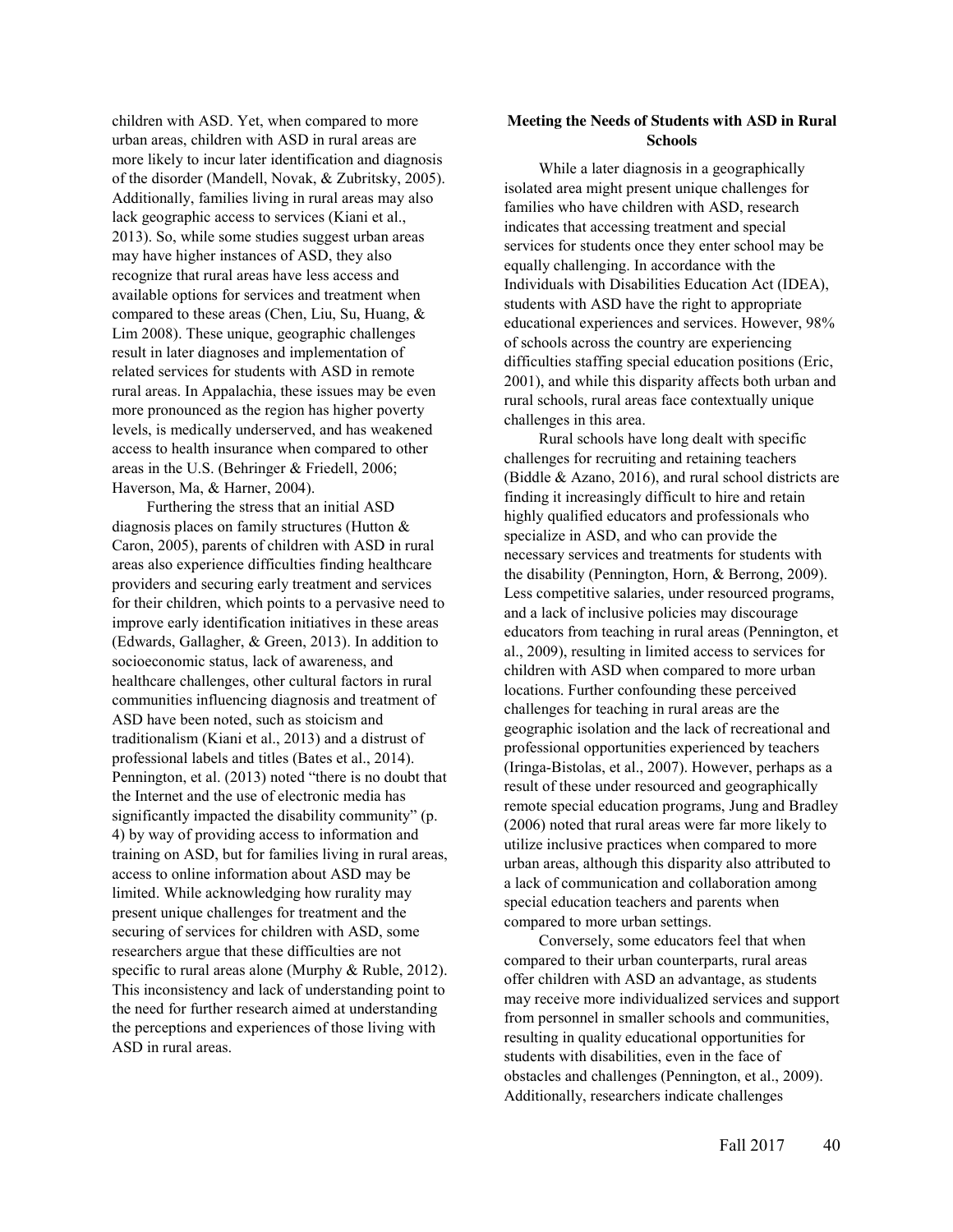children with ASD. Yet, when compared to more urban areas, children with ASD in rural areas are more likely to incur later identification and diagnosis of the disorder (Mandell, Novak, & Zubritsky, 2005). Additionally, families living in rural areas may also lack geographic access to services (Kiani et al., 2013). So, while some studies suggest urban areas may have higher instances of ASD, they also recognize that rural areas have less access and available options for services and treatment when compared to these areas (Chen, Liu, Su, Huang, & Lim 2008). These unique, geographic challenges result in later diagnoses and implementation of related services for students with ASD in remote rural areas. In Appalachia, these issues may be even more pronounced as the region has higher poverty levels, is medically underserved, and has weakened access to health insurance when compared to other areas in the U.S. (Behringer & Friedell, 2006; Haverson, Ma, & Harner, 2004).

Furthering the stress that an initial ASD diagnosis places on family structures (Hutton & Caron, 2005), parents of children with ASD in rural areas also experience difficulties finding healthcare providers and securing early treatment and services for their children, which points to a pervasive need to improve early identification initiatives in these areas (Edwards, Gallagher, & Green, 2013). In addition to socioeconomic status, lack of awareness, and healthcare challenges, other cultural factors in rural communities influencing diagnosis and treatment of ASD have been noted, such as stoicism and traditionalism (Kiani et al., 2013) and a distrust of professional labels and titles (Bates et al., 2014). Pennington, et al. (2013) noted "there is no doubt that the Internet and the use of electronic media has significantly impacted the disability community" (p. 4) by way of providing access to information and training on ASD, but for families living in rural areas, access to online information about ASD may be limited. While acknowledging how rurality may present unique challenges for treatment and the securing of services for children with ASD, some researchers argue that these difficulties are not specific to rural areas alone (Murphy & Ruble, 2012). This inconsistency and lack of understanding point to the need for further research aimed at understanding the perceptions and experiences of those living with ASD in rural areas.

## Meeting the Needs of Students with ASD in Rural Schools

While a later diagnosis in a geographically isolated area might present unique challenges for families who have children with ASD, research indicates that accessing treatment and special services for students once they enter school may be equally challenging. In accordance with the Individuals with Disabilities Education Act (IDEA), students with ASD have the right to appropriate educational experiences and services. However, 98% of schools across the country are experiencing difficulties staffing special education positions (Eric, 2001), and while this disparity affects both urban and rural schools, rural areas face contextually unique challenges in this area.

Rural schools have long dealt with specific challenges for recruiting and retaining teachers (Biddle & Azano, 2016), and rural school districts are finding it increasingly difficult to hire and retain highly qualified educators and professionals who specialize in ASD, and who can provide the necessary services and treatments for students with the disability (Pennington, Horn, & Berrong, 2009). Less competitive salaries, under resourced programs, and a lack of inclusive policies may discourage educators from teaching in rural areas (Pennington, et al., 2009), resulting in limited access to services for children with ASD when compared to more urban locations. Further confounding these perceived challenges for teaching in rural areas are the geographic isolation and the lack of recreational and professional opportunities experienced by teachers (Iringa-Bistolas, et al., 2007). However, perhaps as a result of these under resourced and geographically remote special education programs, Jung and Bradley (2006) noted that rural areas were far more likely to utilize inclusive practices when compared to more urban areas, although this disparity also attributed to a lack of communication and collaboration among special education teachers and parents when compared to more urban settings.

Conversely, some educators feel that when compared to their urban counterparts, rural areas offer children with ASD an advantage, as students may receive more individualized services and support from personnel in smaller schools and communities, resulting in quality educational opportunities for students with disabilities, even in the face of obstacles and challenges (Pennington, et al., 2009). Additionally, researchers indicate challenges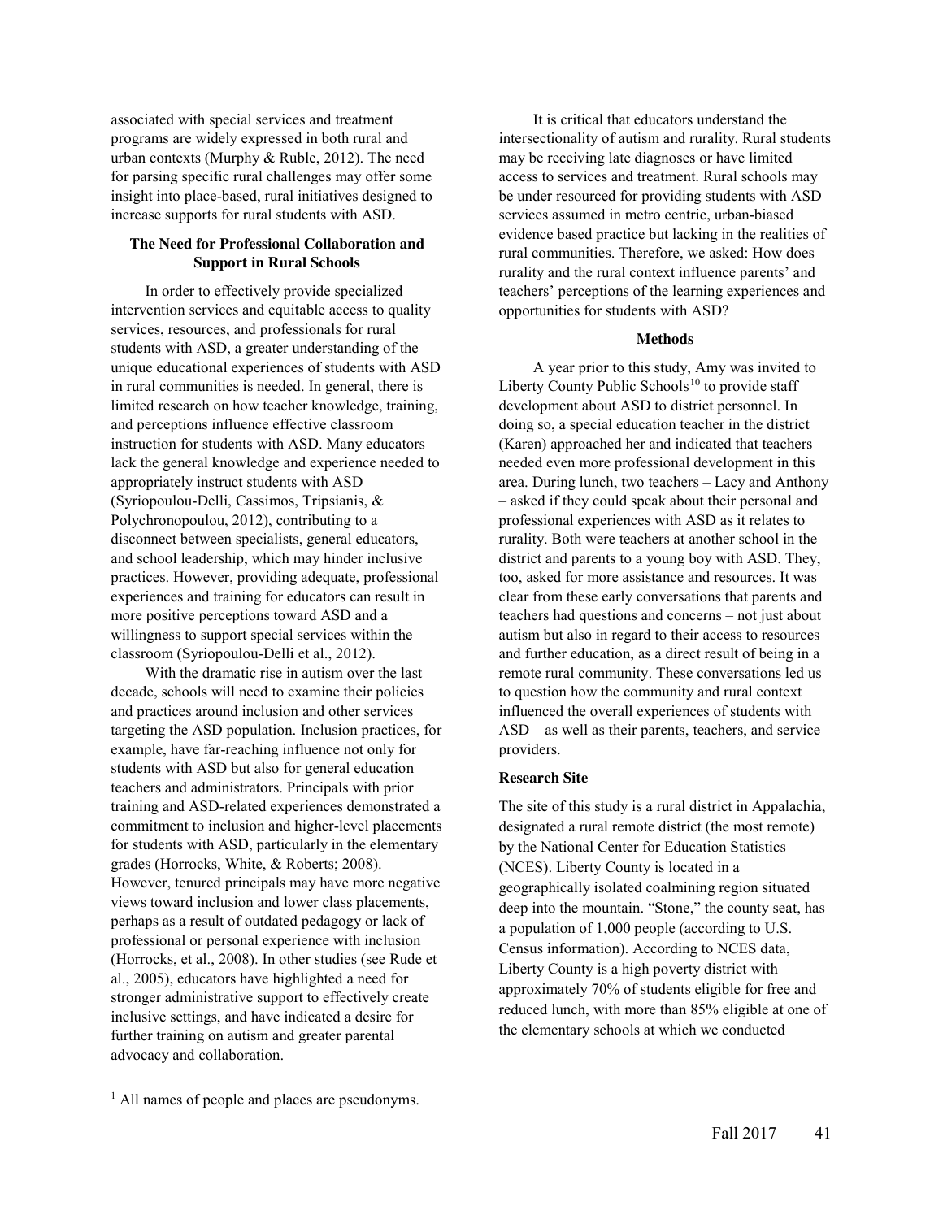associated with special services and treatment programs are widely expressed in both rural and urban contexts (Murphy & Ruble, 2012). The need for parsing specific rural challenges may offer some insight into place-based, rural initiatives designed to increase supports for rural students with ASD.

## The Need for Professional Collaboration and Support in Rural Schools

In order to effectively provide specialized intervention services and equitable access to quality services, resources, and professionals for rural students with ASD, a greater understanding of the unique educational experiences of students with ASD in rural communities is needed. In general, there is limited research on how teacher knowledge, training, and perceptions influence effective classroom instruction for students with ASD. Many educators lack the general knowledge and experience needed to appropriately instruct students with ASD (Syriopoulou-Delli, Cassimos, Tripsianis, & Polychronopoulou, 2012), contributing to a disconnect between specialists, general educators, and school leadership, which may hinder inclusive practices. However, providing adequate, professional experiences and training for educators can result in more positive perceptions toward ASD and a willingness to support special services within the classroom (Syriopoulou-Delli et al., 2012).

With the dramatic rise in autism over the last decade, schools will need to examine their policies and practices around inclusion and other services targeting the ASD population. Inclusion practices, for example, have far-reaching influence not only for students with ASD but also for general education teachers and administrators. Principals with prior training and ASD-related experiences demonstrated a commitment to inclusion and higher-level placements for students with ASD, particularly in the elementary grades (Horrocks, White, & Roberts; 2008). However, tenured principals may have more negative views toward inclusion and lower class placements, perhaps as a result of outdated pedagogy or lack of professional or personal experience with inclusion (Horrocks, et al., 2008). In other studies (see Rude et al., 2005), educators have highlighted a need for stronger administrative support to effectively create inclusive settings, and have indicated a desire for further training on autism and greater parental advocacy and collaboration.

It is critical that educators understand the intersectionality of autism and rurality. Rural students may be receiving late diagnoses or have limited access to services and treatment. Rural schools may be under resourced for providing students with ASD services assumed in metro centric, urban-biased evidence based practice but lacking in the realities of rural communities. Therefore, we asked: How does rurality and the rural context influence parents' and teachers' perceptions of the learning experiences and opportunities for students with ASD?

## Methods

A year prior to this study, Amy was invited to Liberty County Public Schools[1] to provide staff development about ASD to district personnel. In doing so, a special education teacher in the district (Karen) approached her and indicated that teachers needed even more professional development in this area. During lunch, two teachers – Lacy and Anthony – asked if they could speak about their personal and professional experiences with ASD as it relates to rurality. Both were teachers at another school in the district and parents to a young boy with ASD. They, too, asked for more assistance and resources. It was clear from these early conversations that parents and teachers had questions and concerns – not just about autism but also in regard to their access to resources and further education, as a direct result of being in a remote rural community. These conversations led us to question how the community and rural context influenced the overall experiences of students with ASD – as well as their parents, teachers, and service providers.

### Research Site

The site of this study is a rural district in Appalachia, designated a rural remote district (the most remote) by the National Center for Education Statistics (NCES). Liberty County is located in a geographically isolated coalmining region situated deep into the mountain. "Stone," the county seat, has a population of 1,000 people (according to U.S. Census information). According to NCES data, Liberty County is a high poverty district with approximately 70% of students eligible for free and reduced lunch, with more than 85% eligible at one of the elementary schools at which we conducted

[1] All names of people and places are pseudonyms.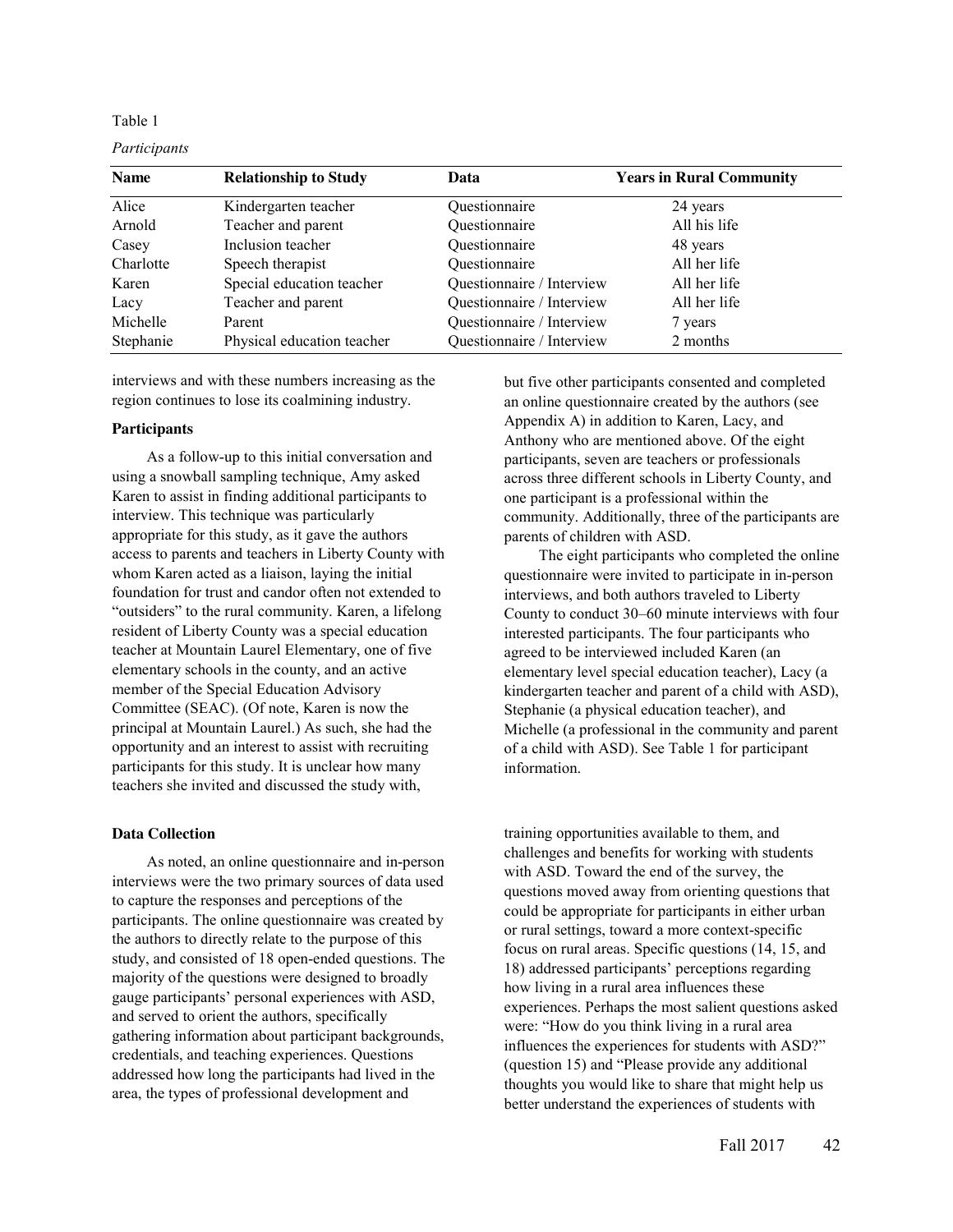Table 1

*Participants*

| Name | Relationship to Study | Data | Years in Rural Community |
|---|---|---|---|
| Alice | Kindergarten teacher | Questionnaire | 24 years |
| Arnold | Teacher and parent | Questionnaire | All his life |
| Casey | Inclusion teacher | Questionnaire | 48 years |
| Charlotte | Speech therapist | Questionnaire | All her life |
| Karen | Special education teacher | Questionnaire / Interview | All her life |
| Lacy | Teacher and parent | Questionnaire / Interview | All her life |
| Michelle | Parent | Questionnaire / Interview | 7 years |
| Stephanie | Physical education teacher | Questionnaire / Interview | 2 months |

interviews and with these numbers increasing as the region continues to lose its coalmining industry.

### Participants

As a follow-up to this initial conversation and using a snowball sampling technique, Amy asked Karen to assist in finding additional participants to interview. This technique was particularly appropriate for this study, as it gave the authors access to parents and teachers in Liberty County with whom Karen acted as a liaison, laying the initial foundation for trust and candor often not extended to "outsiders" to the rural community. Karen, a lifelong resident of Liberty County was a special education teacher at Mountain Laurel Elementary, one of five elementary schools in the county, and an active member of the Special Education Advisory Committee (SEAC). (Of note, Karen is now the principal at Mountain Laurel.) As such, she had the opportunity and an interest to assist with recruiting participants for this study. It is unclear how many teachers she invited and discussed the study with, but five other participants consented and completed an online questionnaire created by the authors (see Appendix A) in addition to Karen, Lacy, and Anthony who are mentioned above. Of the eight participants, seven are teachers or professionals across three different schools in Liberty County, and one participant is a professional within the community. Additionally, three of the participants are parents of children with ASD.

The eight participants who completed the online questionnaire were invited to participate in in-person interviews, and both authors traveled to Liberty County to conduct 30–60 minute interviews with four interested participants. The four participants who agreed to be interviewed included Karen (an elementary level special education teacher), Lacy (a kindergarten teacher and parent of a child with ASD), Stephanie (a physical education teacher), and Michelle (a professional in the community and parent of a child with ASD). See Table 1 for participant information.

### Data Collection

As noted, an online questionnaire and in-person interviews were the two primary sources of data used to capture the responses and perceptions of the participants. The online questionnaire was created by the authors to directly relate to the purpose of this study, and consisted of 18 open-ended questions. The majority of the questions were designed to broadly gauge participants' personal experiences with ASD, and served to orient the authors, specifically gathering information about participant backgrounds, credentials, and teaching experiences. Questions addressed how long the participants had lived in the area, the types of professional development and training opportunities available to them, and challenges and benefits for working with students with ASD. Toward the end of the survey, the questions moved away from orienting questions that could be appropriate for participants in either urban or rural settings, toward a more context-specific focus on rural areas. Specific questions (14, 15, and 18) addressed participants' perceptions regarding how living in a rural area influences these experiences. Perhaps the most salient questions asked were: "How do you think living in a rural area influences the experiences for students with ASD?" (question 15) and "Please provide any additional thoughts you would like to share that might help us better understand the experiences of students with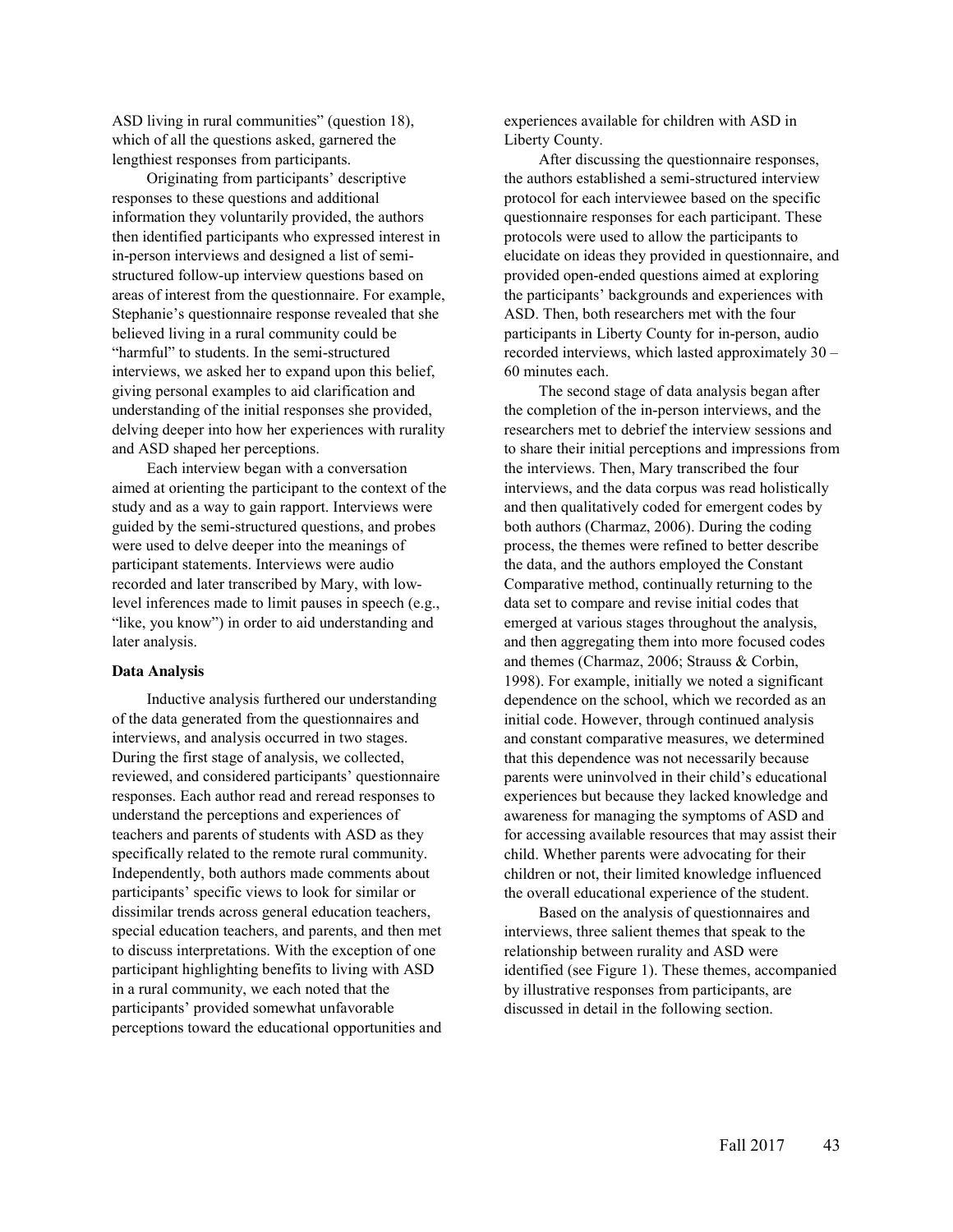ASD living in rural communities" (question 18), which of all the questions asked, garnered the lengthiest responses from participants.

Originating from participants' descriptive responses to these questions and additional information they voluntarily provided, the authors then identified participants who expressed interest in in-person interviews and designed a list of semi-structured follow-up interview questions based on areas of interest from the questionnaire. For example, Stephanie's questionnaire response revealed that she believed living in a rural community could be "harmful" to students. In the semi-structured interviews, we asked her to expand upon this belief, giving personal examples to aid clarification and understanding of the initial responses she provided, delving deeper into how her experiences with rurality and ASD shaped her perceptions.

Each interview began with a conversation aimed at orienting the participant to the context of the study and as a way to gain rapport. Interviews were guided by the semi-structured questions, and probes were used to delve deeper into the meanings of participant statements. Interviews were audio recorded and later transcribed by Mary, with low-level inferences made to limit pauses in speech (e.g., "like, you know") in order to aid understanding and later analysis.

### Data Analysis

Inductive analysis furthered our understanding of the data generated from the questionnaires and interviews, and analysis occurred in two stages. During the first stage of analysis, we collected, reviewed, and considered participants' questionnaire responses. Each author read and reread responses to understand the perceptions and experiences of teachers and parents of students with ASD as they specifically related to the remote rural community. Independently, both authors made comments about participants' specific views to look for similar or dissimilar trends across general education teachers, special education teachers, and parents, and then met to discuss interpretations. With the exception of one participant highlighting benefits to living with ASD in a rural community, we each noted that the participants' provided somewhat unfavorable perceptions toward the educational opportunities and experiences available for children with ASD in Liberty County.

After discussing the questionnaire responses, the authors established a semi-structured interview protocol for each interviewee based on the specific questionnaire responses for each participant. These protocols were used to allow the participants to elucidate on ideas they provided in questionnaire, and provided open-ended questions aimed at exploring the participants' backgrounds and experiences with ASD. Then, both researchers met with the four participants in Liberty County for in-person, audio recorded interviews, which lasted approximately 30 – 60 minutes each.

The second stage of data analysis began after the completion of the in-person interviews, and the researchers met to debrief the interview sessions and to share their initial perceptions and impressions from the interviews. Then, Mary transcribed the four interviews, and the data corpus was read holistically and then qualitatively coded for emergent codes by both authors (Charmaz, 2006). During the coding process, the themes were refined to better describe the data, and the authors employed the Constant Comparative method, continually returning to the data set to compare and revise initial codes that emerged at various stages throughout the analysis, and then aggregating them into more focused codes and themes (Charmaz, 2006; Strauss & Corbin, 1998). For example, initially we noted a significant dependence on the school, which we recorded as an initial code. However, through continued analysis and constant comparative measures, we determined that this dependence was not necessarily because parents were uninvolved in their child's educational experiences but because they lacked knowledge and awareness for managing the symptoms of ASD and for accessing available resources that may assist their child. Whether parents were advocating for their children or not, their limited knowledge influenced the overall educational experience of the student.

Based on the analysis of questionnaires and interviews, three salient themes that speak to the relationship between rurality and ASD were identified (see Figure 1). These themes, accompanied by illustrative responses from participants, are discussed in detail in the following section.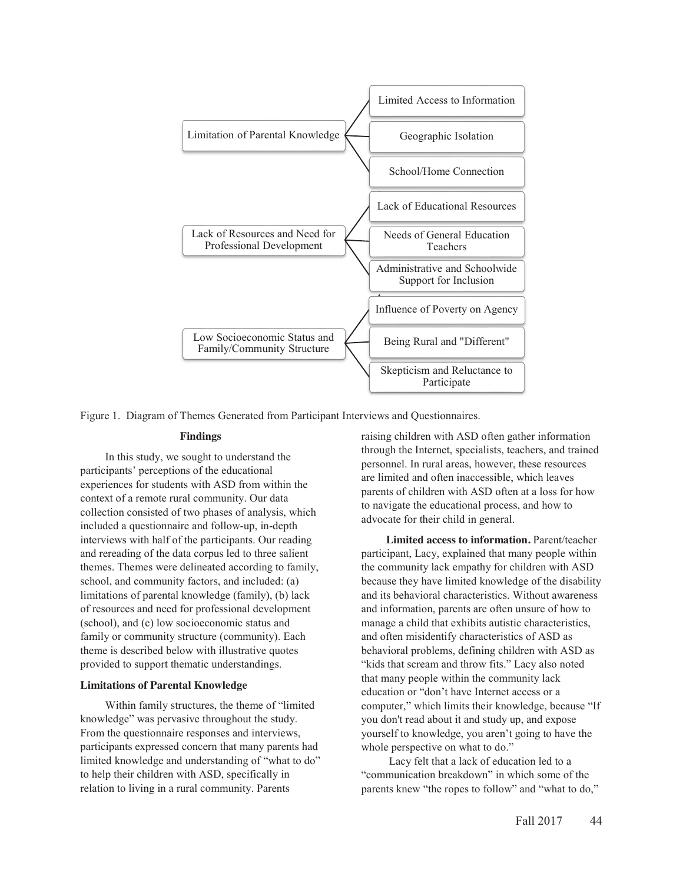Limitation of Parental Knowledge
- Limited Access to Information
- Geographic Isolation
- School/Home Connection

Lack of Resources and Need for Professional Development
- Lack of Educational Resources
- Needs of General Education Teachers
- Administrative and Schoolwide Support for Inclusion

Low Socioeconomic Status and Family/Community Structure
- Influence of Poverty on Agency
- Being Rural and "Different"
- Skepticism and Reluctance to Participate

Figure 1. Diagram of Themes Generated from Participant Interviews and Questionnaires.

## Findings

In this study, we sought to understand the participants' perceptions of the educational experiences for students with ASD from within the context of a remote rural community. Our data collection consisted of two phases of analysis, which included a questionnaire and follow-up, in-depth interviews with half of the participants. Our reading and rereading of the data corpus led to three salient themes. Themes were delineated according to family, school, and community factors, and included: (a) limitations of parental knowledge (family), (b) lack of resources and need for professional development (school), and (c) low socioeconomic status and family or community structure (community). Each theme is described below with illustrative quotes provided to support thematic understandings.

### Limitations of Parental Knowledge

Within family structures, the theme of "limited knowledge" was pervasive throughout the study. From the questionnaire responses and interviews, participants expressed concern that many parents had limited knowledge and understanding of "what to do" to help their children with ASD, specifically in relation to living in a rural community. Parents raising children with ASD often gather information through the Internet, specialists, teachers, and trained personnel. In rural areas, however, these resources are limited and often inaccessible, which leaves parents of children with ASD often at a loss for how to navigate the educational process, and how to advocate for their child in general.

**Limited access to information.** Parent/teacher participant, Lacy, explained that many people within the community lack empathy for children with ASD because they have limited knowledge of the disability and its behavioral characteristics. Without awareness and information, parents are often unsure of how to manage a child that exhibits autistic characteristics, and often misidentify characteristics of ASD as behavioral problems, defining children with ASD as "kids that scream and throw fits." Lacy also noted that many people within the community lack education or "don't have Internet access or a computer," which limits their knowledge, because "If you don't read about it and study up, and expose yourself to knowledge, you aren't going to have the whole perspective on what to do."

Lacy felt that a lack of education led to a "communication breakdown" in which some of the parents knew "the ropes to follow" and "what to do,"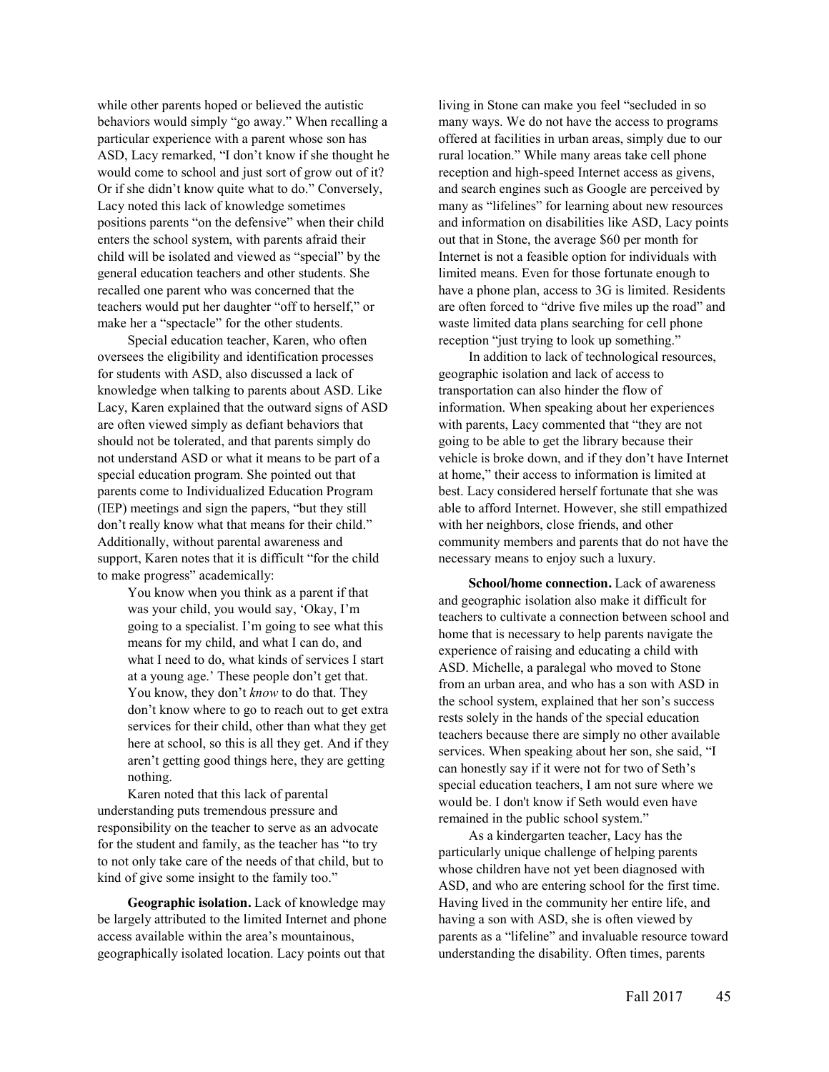while other parents hoped or believed the autistic behaviors would simply "go away." When recalling a particular experience with a parent whose son has ASD, Lacy remarked, "I don't know if she thought he would come to school and just sort of grow out of it? Or if she didn't know quite what to do." Conversely, Lacy noted this lack of knowledge sometimes positions parents "on the defensive" when their child enters the school system, with parents afraid their child will be isolated and viewed as "special" by the general education teachers and other students. She recalled one parent who was concerned that the teachers would put her daughter "off to herself," or make her a "spectacle" for the other students.

Special education teacher, Karen, who often oversees the eligibility and identification processes for students with ASD, also discussed a lack of knowledge when talking to parents about ASD. Like Lacy, Karen explained that the outward signs of ASD are often viewed simply as defiant behaviors that should not be tolerated, and that parents simply do not understand ASD or what it means to be part of a special education program. She pointed out that parents come to Individualized Education Program (IEP) meetings and sign the papers, "but they still don't really know what that means for their child." Additionally, without parental awareness and support, Karen notes that it is difficult "for the child to make progress" academically:

> You know when you think as a parent if that was your child, you would say, 'Okay, I'm going to a specialist. I'm going to see what this means for my child, and what I can do, and what I need to do, what kinds of services I start at a young age.' These people don't get that. You know, they don't *know* to do that. They don't know where to go to reach out to get extra services for their child, other than what they get here at school, so this is all they get. And if they aren't getting good things here, they are getting nothing.

Karen noted that this lack of parental understanding puts tremendous pressure and responsibility on the teacher to serve as an advocate for the student and family, as the teacher has "to try to not only take care of the needs of that child, but to kind of give some insight to the family too."

**Geographic isolation.** Lack of knowledge may be largely attributed to the limited Internet and phone access available within the area's mountainous, geographically isolated location. Lacy points out that living in Stone can make you feel "secluded in so many ways. We do not have the access to programs offered at facilities in urban areas, simply due to our rural location." While many areas take cell phone reception and high-speed Internet access as givens, and search engines such as Google are perceived by many as "lifelines" for learning about new resources and information on disabilities like ASD, Lacy points out that in Stone, the average $60 per month for Internet is not a feasible option for individuals with limited means. Even for those fortunate enough to have a phone plan, access to 3G is limited. Residents are often forced to "drive five miles up the road" and waste limited data plans searching for cell phone reception "just trying to look up something."

In addition to lack of technological resources, geographic isolation and lack of access to transportation can also hinder the flow of information. When speaking about her experiences with parents, Lacy commented that "they are not going to be able to get the library because their vehicle is broke down, and if they don't have Internet at home," their access to information is limited at best. Lacy considered herself fortunate that she was able to afford Internet. However, she still empathized with her neighbors, close friends, and other community members and parents that do not have the necessary means to enjoy such a luxury.

**School/home connection.** Lack of awareness and geographic isolation also make it difficult for teachers to cultivate a connection between school and home that is necessary to help parents navigate the experience of raising and educating a child with ASD. Michelle, a paralegal who moved to Stone from an urban area, and who has a son with ASD in the school system, explained that her son's success rests solely in the hands of the special education teachers because there are simply no other available services. When speaking about her son, she said, "I can honestly say if it were not for two of Seth's special education teachers, I am not sure where we would be. I don't know if Seth would even have remained in the public school system."

As a kindergarten teacher, Lacy has the particularly unique challenge of helping parents whose children have not yet been diagnosed with ASD, and who are entering school for the first time. Having lived in the community her entire life, and having a son with ASD, she is often viewed by parents as a "lifeline" and invaluable resource toward understanding the disability. Often times, parents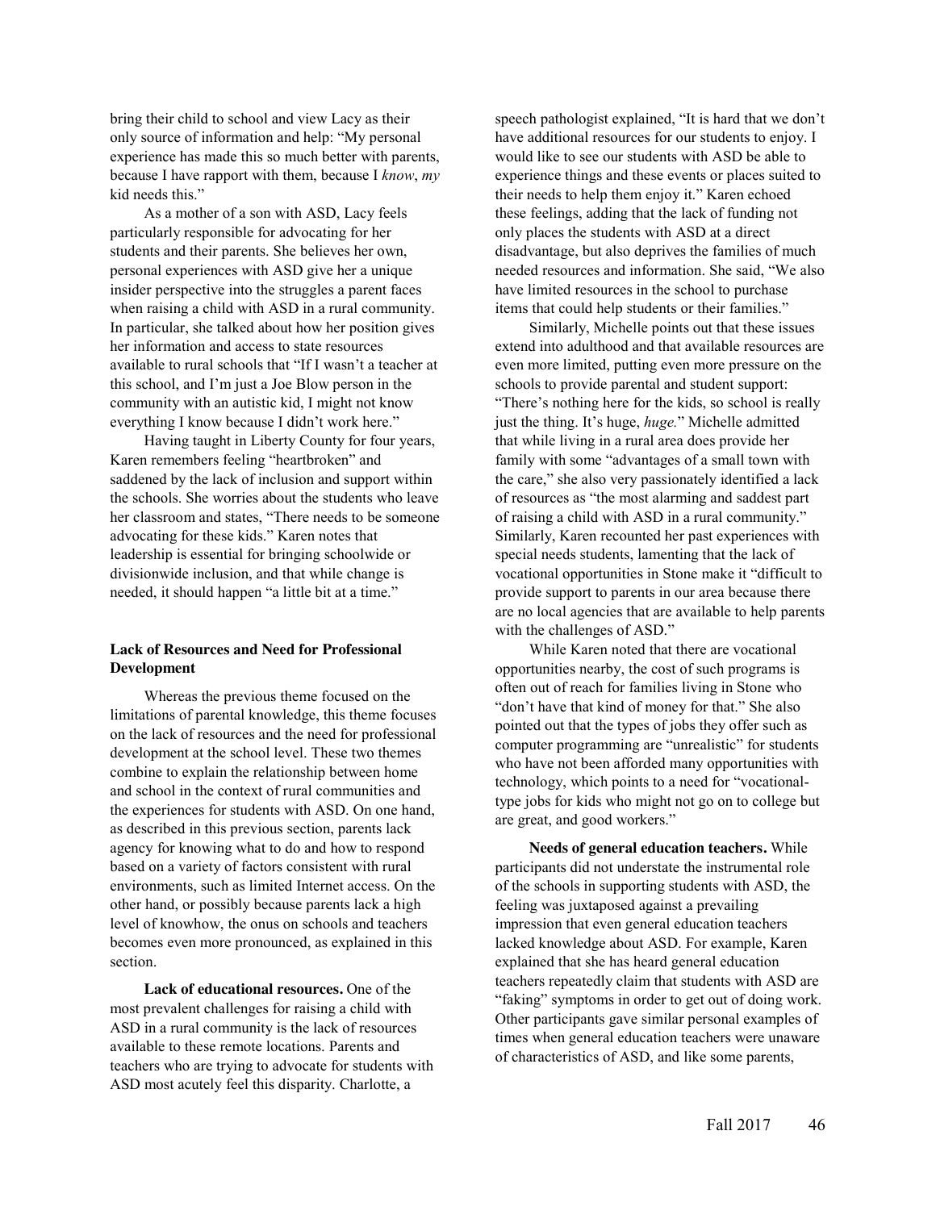bring their child to school and view Lacy as their only source of information and help: "My personal experience has made this so much better with parents, because I have rapport with them, because I *know*, *my* kid needs this."

As a mother of a son with ASD, Lacy feels particularly responsible for advocating for her students and their parents. She believes her own, personal experiences with ASD give her a unique insider perspective into the struggles a parent faces when raising a child with ASD in a rural community. In particular, she talked about how her position gives her information and access to state resources available to rural schools that "If I wasn't a teacher at this school, and I'm just a Joe Blow person in the community with an autistic kid, I might not know everything I know because I didn't work here."

Having taught in Liberty County for four years, Karen remembers feeling "heartbroken" and saddened by the lack of inclusion and support within the schools. She worries about the students who leave her classroom and states, "There needs to be someone advocating for these kids." Karen notes that leadership is essential for bringing schoolwide or divisionwide inclusion, and that while change is needed, it should happen "a little bit at a time."

### Lack of Resources and Need for Professional Development

Whereas the previous theme focused on the limitations of parental knowledge, this theme focuses on the lack of resources and the need for professional development at the school level. These two themes combine to explain the relationship between home and school in the context of rural communities and the experiences for students with ASD. On one hand, as described in this previous section, parents lack agency for knowing what to do and how to respond based on a variety of factors consistent with rural environments, such as limited Internet access. On the other hand, or possibly because parents lack a high level of knowhow, the onus on schools and teachers becomes even more pronounced, as explained in this section.

**Lack of educational resources.** One of the most prevalent challenges for raising a child with ASD in a rural community is the lack of resources available to these remote locations. Parents and teachers who are trying to advocate for students with ASD most acutely feel this disparity. Charlotte, a speech pathologist explained, "It is hard that we don't have additional resources for our students to enjoy. I would like to see our students with ASD be able to experience things and these events or places suited to their needs to help them enjoy it." Karen echoed these feelings, adding that the lack of funding not only places the students with ASD at a direct disadvantage, but also deprives the families of much needed resources and information. She said, "We also have limited resources in the school to purchase items that could help students or their families."

Similarly, Michelle points out that these issues extend into adulthood and that available resources are even more limited, putting even more pressure on the schools to provide parental and student support: "There's nothing here for the kids, so school is really just the thing. It's huge, *huge.*" Michelle admitted that while living in a rural area does provide her family with some "advantages of a small town with the care," she also very passionately identified a lack of resources as "the most alarming and saddest part of raising a child with ASD in a rural community." Similarly, Karen recounted her past experiences with special needs students, lamenting that the lack of vocational opportunities in Stone make it "difficult to provide support to parents in our area because there are no local agencies that are available to help parents with the challenges of ASD."

While Karen noted that there are vocational opportunities nearby, the cost of such programs is often out of reach for families living in Stone who "don't have that kind of money for that." She also pointed out that the types of jobs they offer such as computer programming are "unrealistic" for students who have not been afforded many opportunities with technology, which points to a need for "vocational-type jobs for kids who might not go on to college but are great, and good workers."

**Needs of general education teachers.** While participants did not understate the instrumental role of the schools in supporting students with ASD, the feeling was juxtaposed against a prevailing impression that even general education teachers lacked knowledge about ASD. For example, Karen explained that she has heard general education teachers repeatedly claim that students with ASD are "faking" symptoms in order to get out of doing work. Other participants gave similar personal examples of times when general education teachers were unaware of characteristics of ASD, and like some parents,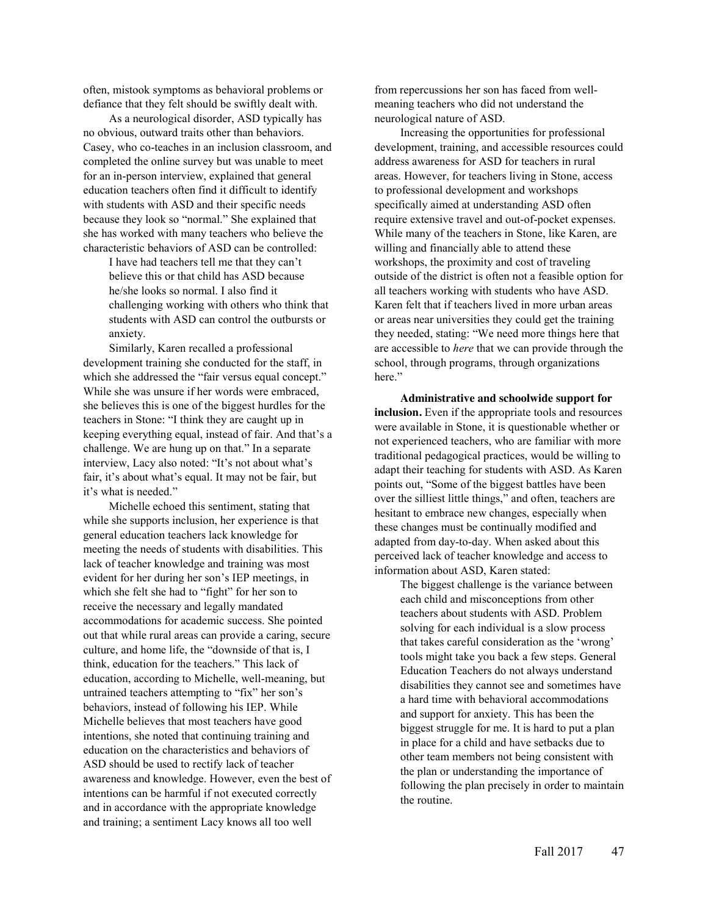often, mistook symptoms as behavioral problems or defiance that they felt should be swiftly dealt with.

As a neurological disorder, ASD typically has no obvious, outward traits other than behaviors. Casey, who co-teaches in an inclusion classroom, and completed the online survey but was unable to meet for an in-person interview, explained that general education teachers often find it difficult to identify with students with ASD and their specific needs because they look so "normal." She explained that she has worked with many teachers who believe the characteristic behaviors of ASD can be controlled:

> I have had teachers tell me that they can't believe this or that child has ASD because he/she looks so normal. I also find it challenging working with others who think that students with ASD can control the outbursts or anxiety.

Similarly, Karen recalled a professional development training she conducted for the staff, in which she addressed the "fair versus equal concept." While she was unsure if her words were embraced, she believes this is one of the biggest hurdles for the teachers in Stone: "I think they are caught up in keeping everything equal, instead of fair. And that's a challenge. We are hung up on that." In a separate interview, Lacy also noted: "It's not about what's fair, it's about what's equal. It may not be fair, but it's what is needed."

Michelle echoed this sentiment, stating that while she supports inclusion, her experience is that general education teachers lack knowledge for meeting the needs of students with disabilities. This lack of teacher knowledge and training was most evident for her during her son's IEP meetings, in which she felt she had to "fight" for her son to receive the necessary and legally mandated accommodations for academic success. She pointed out that while rural areas can provide a caring, secure culture, and home life, the "downside of that is, I think, education for the teachers." This lack of education, according to Michelle, well-meaning, but untrained teachers attempting to "fix" her son's behaviors, instead of following his IEP. While Michelle believes that most teachers have good intentions, she noted that continuing training and education on the characteristics and behaviors of ASD should be used to rectify lack of teacher awareness and knowledge. However, even the best of intentions can be harmful if not executed correctly and in accordance with the appropriate knowledge and training; a sentiment Lacy knows all too well from repercussions her son has faced from well-meaning teachers who did not understand the neurological nature of ASD.

Increasing the opportunities for professional development, training, and accessible resources could address awareness for ASD for teachers in rural areas. However, for teachers living in Stone, access to professional development and workshops specifically aimed at understanding ASD often require extensive travel and out-of-pocket expenses. While many of the teachers in Stone, like Karen, are willing and financially able to attend these workshops, the proximity and cost of traveling outside of the district is often not a feasible option for all teachers working with students who have ASD. Karen felt that if teachers lived in more urban areas or areas near universities they could get the training they needed, stating: "We need more things here that are accessible to *here* that we can provide through the school, through programs, through organizations here."

**Administrative and schoolwide support for inclusion.** Even if the appropriate tools and resources were available in Stone, it is questionable whether or not experienced teachers, who are familiar with more traditional pedagogical practices, would be willing to adapt their teaching for students with ASD. As Karen points out, "Some of the biggest battles have been over the silliest little things," and often, teachers are hesitant to embrace new changes, especially when these changes must be continually modified and adapted from day-to-day. When asked about this perceived lack of teacher knowledge and access to information about ASD, Karen stated:

> The biggest challenge is the variance between each child and misconceptions from other teachers about students with ASD. Problem solving for each individual is a slow process that takes careful consideration as the 'wrong' tools might take you back a few steps. General Education Teachers do not always understand disabilities they cannot see and sometimes have a hard time with behavioral accommodations and support for anxiety. This has been the biggest struggle for me. It is hard to put a plan in place for a child and have setbacks due to other team members not being consistent with the plan or understanding the importance of following the plan precisely in order to maintain the routine.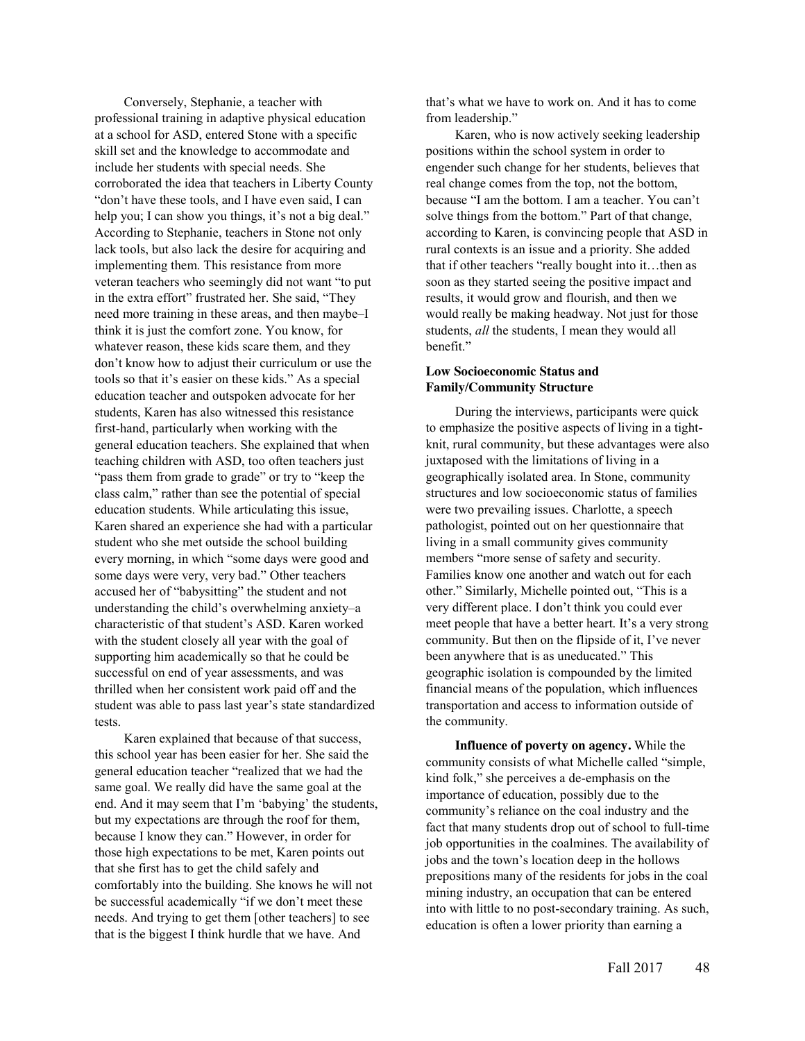Conversely, Stephanie, a teacher with professional training in adaptive physical education at a school for ASD, entered Stone with a specific skill set and the knowledge to accommodate and include her students with special needs. She corroborated the idea that teachers in Liberty County "don't have these tools, and I have even said, I can help you; I can show you things, it's not a big deal." According to Stephanie, teachers in Stone not only lack tools, but also lack the desire for acquiring and implementing them. This resistance from more veteran teachers who seemingly did not want "to put in the extra effort" frustrated her. She said, "They need more training in these areas, and then maybe–I think it is just the comfort zone. You know, for whatever reason, these kids scare them, and they don't know how to adjust their curriculum or use the tools so that it's easier on these kids." As a special education teacher and outspoken advocate for her students, Karen has also witnessed this resistance first-hand, particularly when working with the general education teachers. She explained that when teaching children with ASD, too often teachers just "pass them from grade to grade" or try to "keep the class calm," rather than see the potential of special education students. While articulating this issue, Karen shared an experience she had with a particular student who she met outside the school building every morning, in which "some days were good and some days were very, very bad." Other teachers accused her of "babysitting" the student and not understanding the child's overwhelming anxiety–a characteristic of that student's ASD. Karen worked with the student closely all year with the goal of supporting him academically so that he could be successful on end of year assessments, and was thrilled when her consistent work paid off and the student was able to pass last year's state standardized tests.

Karen explained that because of that success, this school year has been easier for her. She said the general education teacher "realized that we had the same goal. We really did have the same goal at the end. And it may seem that I'm 'babying' the students, but my expectations are through the roof for them, because I know they can." However, in order for those high expectations to be met, Karen points out that she first has to get the child safely and comfortably into the building. She knows he will not be successful academically "if we don't meet these needs. And trying to get them [other teachers] to see that is the biggest I think hurdle that we have. And that's what we have to work on. And it has to come from leadership."

Karen, who is now actively seeking leadership positions within the school system in order to engender such change for her students, believes that real change comes from the top, not the bottom, because "I am the bottom. I am a teacher. You can't solve things from the bottom." Part of that change, according to Karen, is convincing people that ASD in rural contexts is an issue and a priority. She added that if other teachers "really bought into it…then as soon as they started seeing the positive impact and results, it would grow and flourish, and then we would really be making headway. Not just for those students, *all* the students, I mean they would all benefit."

### Low Socioeconomic Status and Family/Community Structure

During the interviews, participants were quick to emphasize the positive aspects of living in a tight-knit, rural community, but these advantages were also juxtaposed with the limitations of living in a geographically isolated area. In Stone, community structures and low socioeconomic status of families were two prevailing issues. Charlotte, a speech pathologist, pointed out on her questionnaire that living in a small community gives community members "more sense of safety and security. Families know one another and watch out for each other." Similarly, Michelle pointed out, "This is a very different place. I don't think you could ever meet people that have a better heart. It's a very strong community. But then on the flipside of it, I've never been anywhere that is as uneducated." This geographic isolation is compounded by the limited financial means of the population, which influences transportation and access to information outside of the community.

**Influence of poverty on agency.** While the community consists of what Michelle called "simple, kind folk," she perceives a de-emphasis on the importance of education, possibly due to the community's reliance on the coal industry and the fact that many students drop out of school to full-time job opportunities in the coalmines. The availability of jobs and the town's location deep in the hollows prepositions many of the residents for jobs in the coal mining industry, an occupation that can be entered into with little to no post-secondary training. As such, education is often a lower priority than earning a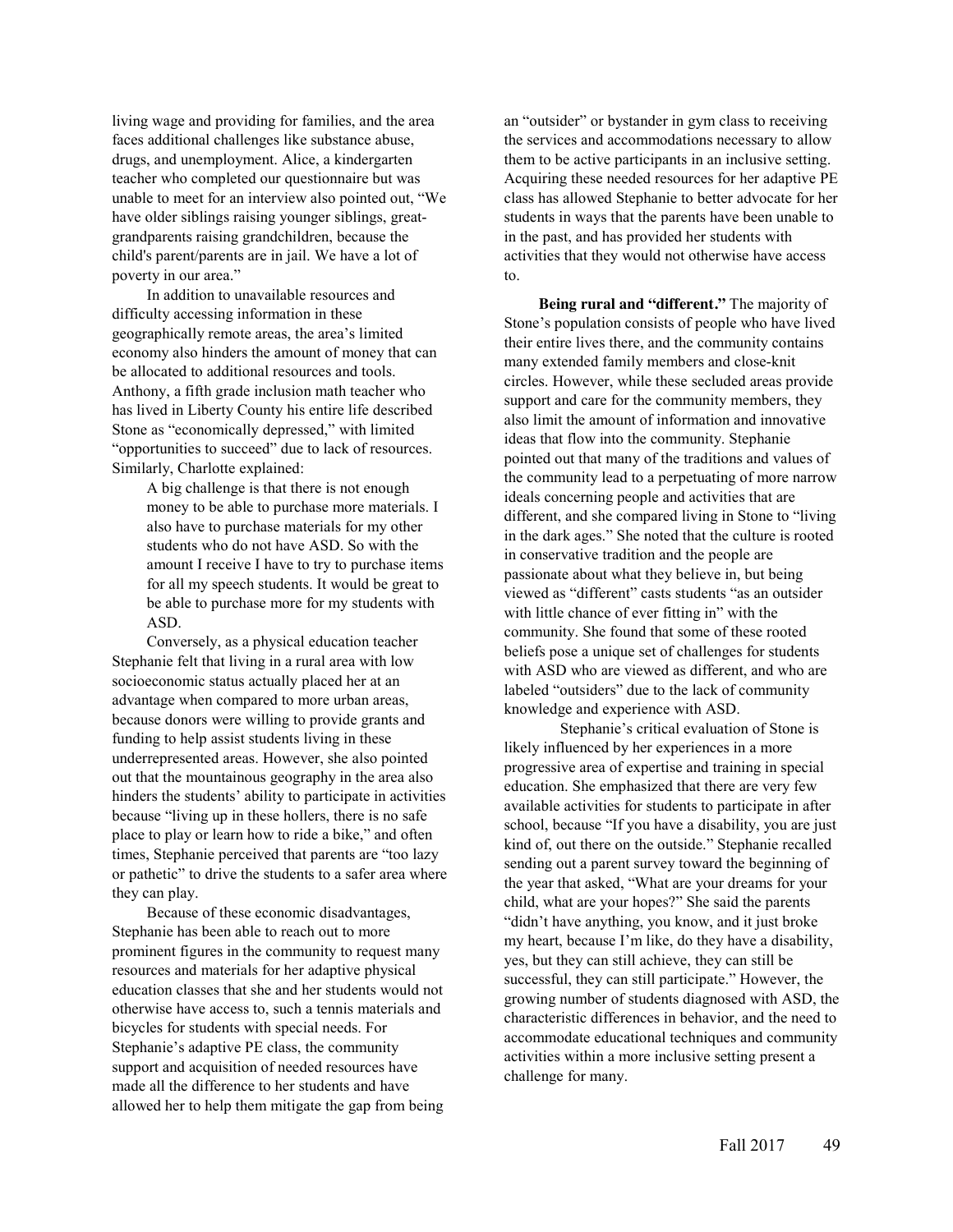living wage and providing for families, and the area faces additional challenges like substance abuse, drugs, and unemployment. Alice, a kindergarten teacher who completed our questionnaire but was unable to meet for an interview also pointed out, "We have older siblings raising younger siblings, great-grandparents raising grandchildren, because the child's parent/parents are in jail. We have a lot of poverty in our area."

In addition to unavailable resources and difficulty accessing information in these geographically remote areas, the area's limited economy also hinders the amount of money that can be allocated to additional resources and tools. Anthony, a fifth grade inclusion math teacher who has lived in Liberty County his entire life described Stone as "economically depressed," with limited "opportunities to succeed" due to lack of resources. Similarly, Charlotte explained:

> A big challenge is that there is not enough money to be able to purchase more materials. I also have to purchase materials for my other students who do not have ASD. So with the amount I receive I have to try to purchase items for all my speech students. It would be great to be able to purchase more for my students with ASD.

Conversely, as a physical education teacher Stephanie felt that living in a rural area with low socioeconomic status actually placed her at an advantage when compared to more urban areas, because donors were willing to provide grants and funding to help assist students living in these underrepresented areas. However, she also pointed out that the mountainous geography in the area also hinders the students' ability to participate in activities because "living up in these hollers, there is no safe place to play or learn how to ride a bike," and often times, Stephanie perceived that parents are "too lazy or pathetic" to drive the students to a safer area where they can play.

Because of these economic disadvantages, Stephanie has been able to reach out to more prominent figures in the community to request many resources and materials for her adaptive physical education classes that she and her students would not otherwise have access to, such a tennis materials and bicycles for students with special needs. For Stephanie's adaptive PE class, the community support and acquisition of needed resources have made all the difference to her students and have allowed her to help them mitigate the gap from being an "outsider" or bystander in gym class to receiving the services and accommodations necessary to allow them to be active participants in an inclusive setting. Acquiring these needed resources for her adaptive PE class has allowed Stephanie to better advocate for her students in ways that the parents have been unable to in the past, and has provided her students with activities that they would not otherwise have access to.

**Being rural and "different."** The majority of Stone's population consists of people who have lived their entire lives there, and the community contains many extended family members and close-knit circles. However, while these secluded areas provide support and care for the community members, they also limit the amount of information and innovative ideas that flow into the community. Stephanie pointed out that many of the traditions and values of the community lead to a perpetuating of more narrow ideals concerning people and activities that are different, and she compared living in Stone to "living in the dark ages." She noted that the culture is rooted in conservative tradition and the people are passionate about what they believe in, but being viewed as "different" casts students "as an outsider with little chance of ever fitting in" with the community. She found that some of these rooted beliefs pose a unique set of challenges for students with ASD who are viewed as different, and who are labeled "outsiders" due to the lack of community knowledge and experience with ASD.

Stephanie's critical evaluation of Stone is likely influenced by her experiences in a more progressive area of expertise and training in special education. She emphasized that there are very few available activities for students to participate in after school, because "If you have a disability, you are just kind of, out there on the outside." Stephanie recalled sending out a parent survey toward the beginning of the year that asked, "What are your dreams for your child, what are your hopes?" She said the parents "didn't have anything, you know, and it just broke my heart, because I'm like, do they have a disability, yes, but they can still achieve, they can still be successful, they can still participate." However, the growing number of students diagnosed with ASD, the characteristic differences in behavior, and the need to accommodate educational techniques and community activities within a more inclusive setting present a challenge for many.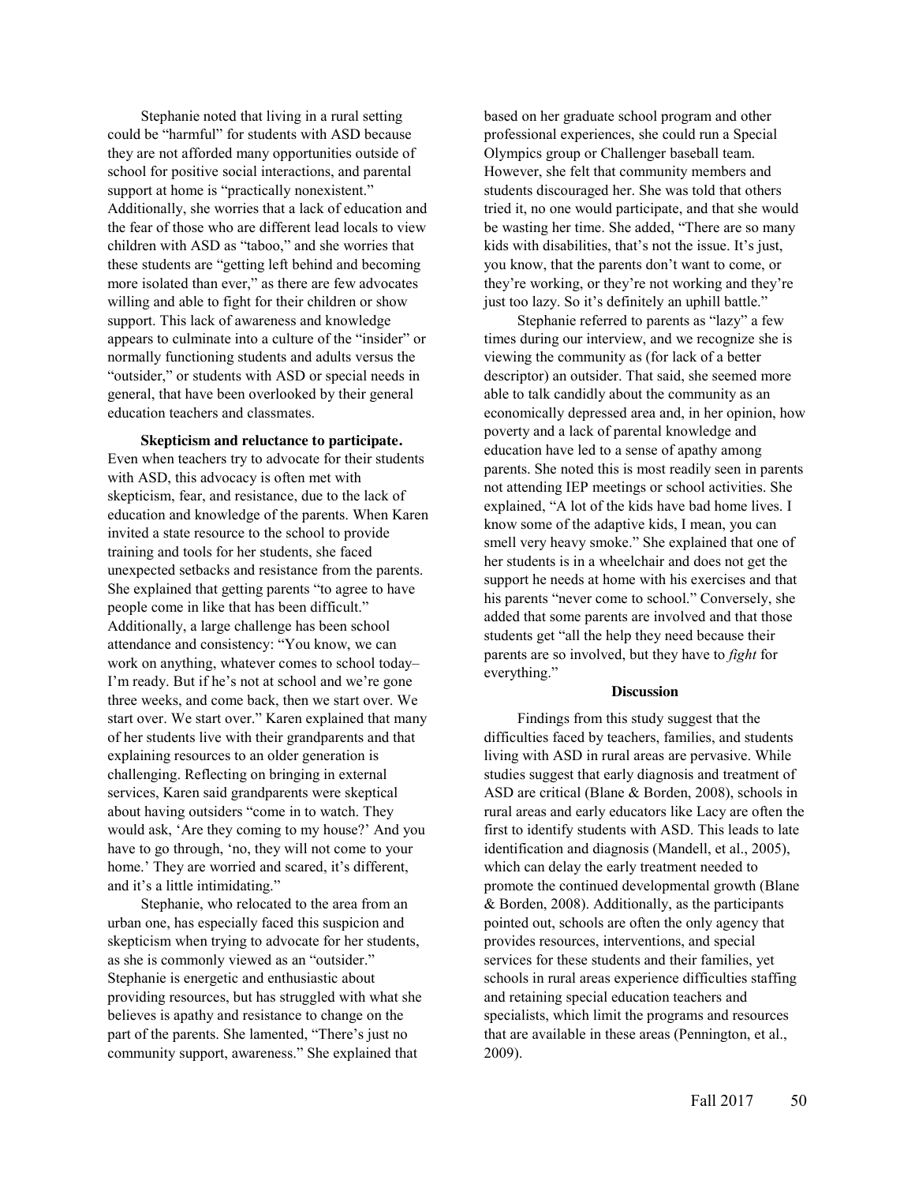Stephanie noted that living in a rural setting could be "harmful" for students with ASD because they are not afforded many opportunities outside of school for positive social interactions, and parental support at home is "practically nonexistent." Additionally, she worries that a lack of education and the fear of those who are different lead locals to view children with ASD as "taboo," and she worries that these students are "getting left behind and becoming more isolated than ever," as there are few advocates willing and able to fight for their children or show support. This lack of awareness and knowledge appears to culminate into a culture of the "insider" or normally functioning students and adults versus the "outsider," or students with ASD or special needs in general, that have been overlooked by their general education teachers and classmates.

**Skepticism and reluctance to participate.** Even when teachers try to advocate for their students with ASD, this advocacy is often met with skepticism, fear, and resistance, due to the lack of education and knowledge of the parents. When Karen invited a state resource to the school to provide training and tools for her students, she faced unexpected setbacks and resistance from the parents. She explained that getting parents "to agree to have people come in like that has been difficult." Additionally, a large challenge has been school attendance and consistency: "You know, we can work on anything, whatever comes to school today– I'm ready. But if he's not at school and we're gone three weeks, and come back, then we start over. We start over. We start over." Karen explained that many of her students live with their grandparents and that explaining resources to an older generation is challenging. Reflecting on bringing in external services, Karen said grandparents were skeptical about having outsiders "come in to watch. They would ask, 'Are they coming to my house?' And you have to go through, 'no, they will not come to your home.' They are worried and scared, it's different, and it's a little intimidating."

Stephanie, who relocated to the area from an urban one, has especially faced this suspicion and skepticism when trying to advocate for her students, as she is commonly viewed as an "outsider." Stephanie is energetic and enthusiastic about providing resources, but has struggled with what she believes is apathy and resistance to change on the part of the parents. She lamented, "There's just no community support, awareness." She explained that based on her graduate school program and other professional experiences, she could run a Special Olympics group or Challenger baseball team. However, she felt that community members and students discouraged her. She was told that others tried it, no one would participate, and that she would be wasting her time. She added, "There are so many kids with disabilities, that's not the issue. It's just, you know, that the parents don't want to come, or they're working, or they're not working and they're just too lazy. So it's definitely an uphill battle."

Stephanie referred to parents as "lazy" a few times during our interview, and we recognize she is viewing the community as (for lack of a better descriptor) an outsider. That said, she seemed more able to talk candidly about the community as an economically depressed area and, in her opinion, how poverty and a lack of parental knowledge and education have led to a sense of apathy among parents. She noted this is most readily seen in parents not attending IEP meetings or school activities. She explained, "A lot of the kids have bad home lives. I know some of the adaptive kids, I mean, you can smell very heavy smoke." She explained that one of her students is in a wheelchair and does not get the support he needs at home with his exercises and that his parents "never come to school." Conversely, she added that some parents are involved and that those students get "all the help they need because their parents are so involved, but they have to *fight* for everything."

## Discussion

Findings from this study suggest that the difficulties faced by teachers, families, and students living with ASD in rural areas are pervasive. While studies suggest that early diagnosis and treatment of ASD are critical (Blane & Borden, 2008), schools in rural areas and early educators like Lacy are often the first to identify students with ASD. This leads to late identification and diagnosis (Mandell, et al., 2005), which can delay the early treatment needed to promote the continued developmental growth (Blane & Borden, 2008). Additionally, as the participants pointed out, schools are often the only agency that provides resources, interventions, and special services for these students and their families, yet schools in rural areas experience difficulties staffing and retaining special education teachers and specialists, which limit the programs and resources that are available in these areas (Pennington, et al., 2009).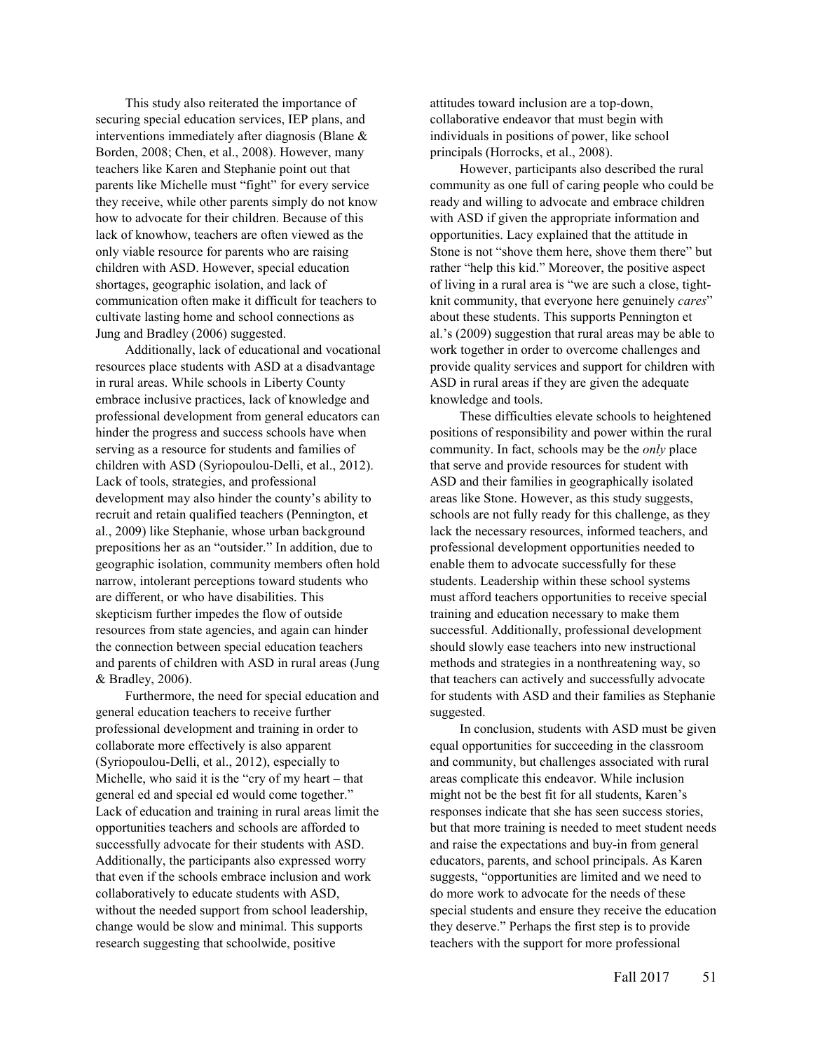This study also reiterated the importance of securing special education services, IEP plans, and interventions immediately after diagnosis (Blane & Borden, 2008; Chen, et al., 2008). However, many teachers like Karen and Stephanie point out that parents like Michelle must "fight" for every service they receive, while other parents simply do not know how to advocate for their children. Because of this lack of knowhow, teachers are often viewed as the only viable resource for parents who are raising children with ASD. However, special education shortages, geographic isolation, and lack of communication often make it difficult for teachers to cultivate lasting home and school connections as Jung and Bradley (2006) suggested.

Additionally, lack of educational and vocational resources place students with ASD at a disadvantage in rural areas. While schools in Liberty County embrace inclusive practices, lack of knowledge and professional development from general educators can hinder the progress and success schools have when serving as a resource for students and families of children with ASD (Syriopoulou-Delli, et al., 2012). Lack of tools, strategies, and professional development may also hinder the county's ability to recruit and retain qualified teachers (Pennington, et al., 2009) like Stephanie, whose urban background prepositions her as an "outsider." In addition, due to geographic isolation, community members often hold narrow, intolerant perceptions toward students who are different, or who have disabilities. This skepticism further impedes the flow of outside resources from state agencies, and again can hinder the connection between special education teachers and parents of children with ASD in rural areas (Jung & Bradley, 2006).

Furthermore, the need for special education and general education teachers to receive further professional development and training in order to collaborate more effectively is also apparent (Syriopoulou-Delli, et al., 2012), especially to Michelle, who said it is the "cry of my heart – that general ed and special ed would come together." Lack of education and training in rural areas limit the opportunities teachers and schools are afforded to successfully advocate for their students with ASD. Additionally, the participants also expressed worry that even if the schools embrace inclusion and work collaboratively to educate students with ASD, without the needed support from school leadership, change would be slow and minimal. This supports research suggesting that schoolwide, positive attitudes toward inclusion are a top-down, collaborative endeavor that must begin with individuals in positions of power, like school principals (Horrocks, et al., 2008).

However, participants also described the rural community as one full of caring people who could be ready and willing to advocate and embrace children with ASD if given the appropriate information and opportunities. Lacy explained that the attitude in Stone is not "shove them here, shove them there" but rather "help this kid." Moreover, the positive aspect of living in a rural area is "we are such a close, tight-knit community, that everyone here genuinely *cares*" about these students. This supports Pennington et al.'s (2009) suggestion that rural areas may be able to work together in order to overcome challenges and provide quality services and support for children with ASD in rural areas if they are given the adequate knowledge and tools.

These difficulties elevate schools to heightened positions of responsibility and power within the rural community. In fact, schools may be the *only* place that serve and provide resources for student with ASD and their families in geographically isolated areas like Stone. However, as this study suggests, schools are not fully ready for this challenge, as they lack the necessary resources, informed teachers, and professional development opportunities needed to enable them to advocate successfully for these students. Leadership within these school systems must afford teachers opportunities to receive special training and education necessary to make them successful. Additionally, professional development should slowly ease teachers into new instructional methods and strategies in a nonthreatening way, so that teachers can actively and successfully advocate for students with ASD and their families as Stephanie suggested.

In conclusion, students with ASD must be given equal opportunities for succeeding in the classroom and community, but challenges associated with rural areas complicate this endeavor. While inclusion might not be the best fit for all students, Karen's responses indicate that she has seen success stories, but that more training is needed to meet student needs and raise the expectations and buy-in from general educators, parents, and school principals. As Karen suggests, "opportunities are limited and we need to do more work to advocate for the needs of these special students and ensure they receive the education they deserve." Perhaps the first step is to provide teachers with the support for more professional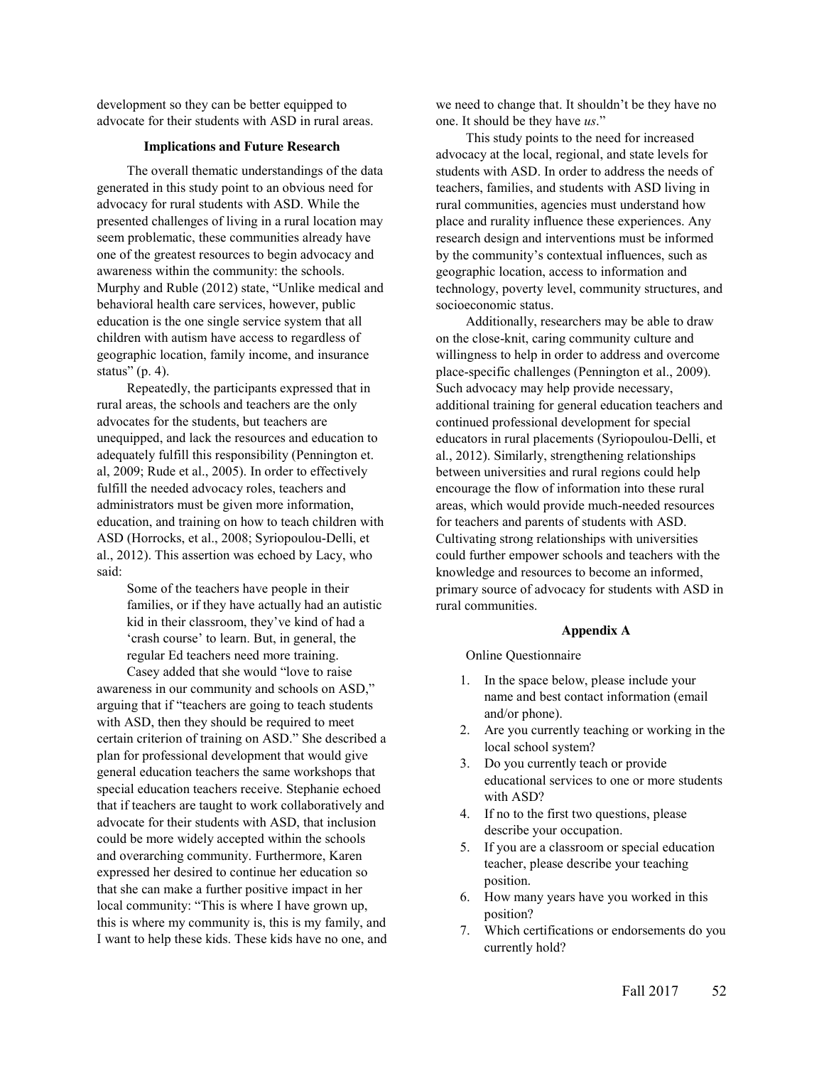development so they can be better equipped to advocate for their students with ASD in rural areas.

### Implications and Future Research

The overall thematic understandings of the data generated in this study point to an obvious need for advocacy for rural students with ASD. While the presented challenges of living in a rural location may seem problematic, these communities already have one of the greatest resources to begin advocacy and awareness within the community: the schools. Murphy and Ruble (2012) state, "Unlike medical and behavioral health care services, however, public education is the one single service system that all children with autism have access to regardless of geographic location, family income, and insurance status" (p. 4).

Repeatedly, the participants expressed that in rural areas, the schools and teachers are the only advocates for the students, but teachers are unequipped, and lack the resources and education to adequately fulfill this responsibility (Pennington et. al, 2009; Rude et al., 2005). In order to effectively fulfill the needed advocacy roles, teachers and administrators must be given more information, education, and training on how to teach children with ASD (Horrocks, et al., 2008; Syriopoulou-Delli, et al., 2012). This assertion was echoed by Lacy, who said:

> Some of the teachers have people in their families, or if they have actually had an autistic kid in their classroom, they've kind of had a 'crash course' to learn. But, in general, the regular Ed teachers need more training.

Casey added that she would "love to raise awareness in our community and schools on ASD," arguing that if "teachers are going to teach students with ASD, then they should be required to meet certain criterion of training on ASD." She described a plan for professional development that would give general education teachers the same workshops that special education teachers receive. Stephanie echoed that if teachers are taught to work collaboratively and advocate for their students with ASD, that inclusion could be more widely accepted within the schools and overarching community. Furthermore, Karen expressed her desired to continue her education so that she can make a further positive impact in her local community: "This is where I have grown up, this is where my community is, this is my family, and I want to help these kids. These kids have no one, and we need to change that. It shouldn't be they have no one. It should be they have *us*."

This study points to the need for increased advocacy at the local, regional, and state levels for students with ASD. In order to address the needs of teachers, families, and students with ASD living in rural communities, agencies must understand how place and rurality influence these experiences. Any research design and interventions must be informed by the community's contextual influences, such as geographic location, access to information and technology, poverty level, community structures, and socioeconomic status.

Additionally, researchers may be able to draw on the close-knit, caring community culture and willingness to help in order to address and overcome place-specific challenges (Pennington et al., 2009). Such advocacy may help provide necessary, additional training for general education teachers and continued professional development for special educators in rural placements (Syriopoulou-Delli, et al., 2012). Similarly, strengthening relationships between universities and rural regions could help encourage the flow of information into these rural areas, which would provide much-needed resources for teachers and parents of students with ASD. Cultivating strong relationships with universities could further empower schools and teachers with the knowledge and resources to become an informed, primary source of advocacy for students with ASD in rural communities.

### Appendix A

Online Questionnaire

1. In the space below, please include your name and best contact information (email and/or phone).
2. Are you currently teaching or working in the local school system?
3. Do you currently teach or provide educational services to one or more students with ASD?
4. If no to the first two questions, please describe your occupation.
5. If you are a classroom or special education teacher, please describe your teaching position.
6. How many years have you worked in this position?
7. Which certifications or endorsements do you currently hold?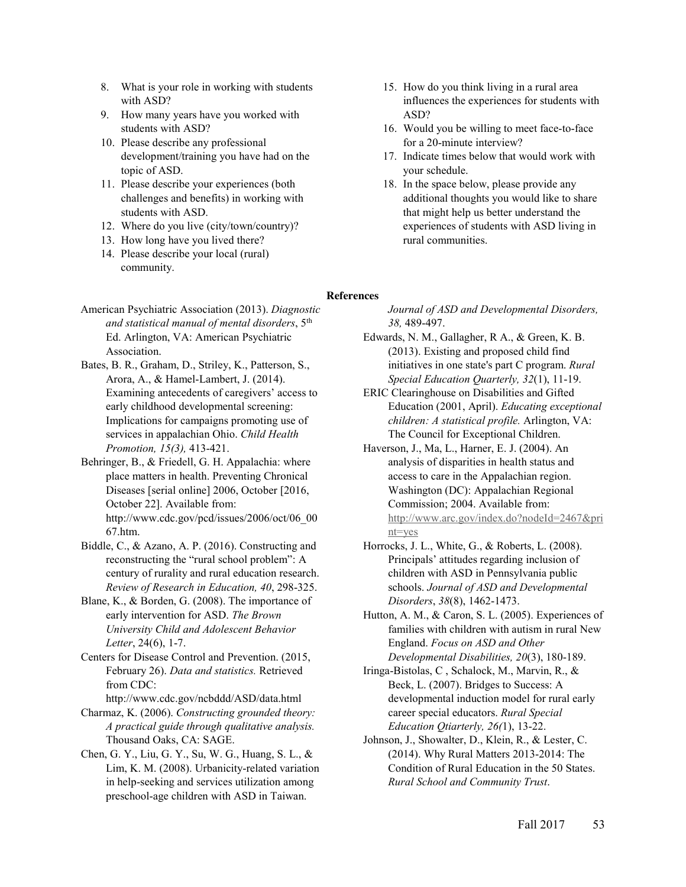8. What is your role in working with students with ASD?
9. How many years have you worked with students with ASD?
10. Please describe any professional development/training you have had on the topic of ASD.
11. Please describe your experiences (both challenges and benefits) in working with students with ASD.
12. Where do you live (city/town/country)?
13. How long have you lived there?
14. Please describe your local (rural) community.
15. How do you think living in a rural area influences the experiences for students with ASD?
16. Would you be willing to meet face-to-face for a 20-minute interview?
17. Indicate times below that would work with your schedule.
18. In the space below, please provide any additional thoughts you would like to share that might help us better understand the experiences of students with ASD living in rural communities.

## References

American Psychiatric Association (2013). *Diagnostic and statistical manual of mental disorders*, 5th Ed. Arlington, VA: American Psychiatric Association.

Bates, B. R., Graham, D., Striley, K., Patterson, S., Arora, A., & Hamel-Lambert, J. (2014). Examining antecedents of caregivers' access to early childhood developmental screening: Implications for campaigns promoting use of services in appalachian Ohio. *Child Health Promotion, 15(3),* 413-421.

Behringer, B., & Friedell, G. H. Appalachia: where place matters in health. Preventing Chronical Diseases [serial online] 2006, October [2016, October 22]. Available from: http://www.cdc.gov/pcd/issues/2006/oct/06_0067.htm.

Biddle, C., & Azano, A. P. (2016). Constructing and reconstructing the "rural school problem": A century of rurality and rural education research. *Review of Research in Education, 40*, 298-325.

Blane, K., & Borden, G. (2008). The importance of early intervention for ASD. *The Brown University Child and Adolescent Behavior Letter*, 24(6), 1-7.

Centers for Disease Control and Prevention. (2015, February 26). *Data and statistics.* Retrieved from CDC: http://www.cdc.gov/ncbddd/ASD/data.html

Charmaz, K. (2006). *Constructing grounded theory: A practical guide through qualitative analysis.* Thousand Oaks, CA: SAGE.

Chen, G. Y., Liu, G. Y., Su, W. G., Huang, S. L., & Lim, K. M. (2008). Urbanicity-related variation in help-seeking and services utilization among preschool-age children with ASD in Taiwan. *Journal of ASD and Developmental Disorders, 38,* 489-497.

Edwards, N. M., Gallagher, R A., & Green, K. B. (2013). Existing and proposed child find initiatives in one state's part C program. *Rural Special Education Quarterly, 32*(1), 11-19.

ERIC Clearinghouse on Disabilities and Gifted Education (2001, April). *Educating exceptional children: A statistical profile.* Arlington, VA: The Council for Exceptional Children.

Haverson, J., Ma, L., Harner, E. J. (2004). An analysis of disparities in health status and access to care in the Appalachian region. Washington (DC): Appalachian Regional Commission; 2004. Available from: http://www.arc.gov/index.do?nodeId=2467&print=yes

Horrocks, J. L., White, G., & Roberts, L. (2008). Principals' attitudes regarding inclusion of children with ASD in Pennsylvania public schools. *Journal of ASD and Developmental Disorders*, *38*(8), 1462-1473.

Hutton, A. M., & Caron, S. L. (2005). Experiences of families with children with autism in rural New England. *Focus on ASD and Other Developmental Disabilities, 20*(3), 180-189.

Iringa-Bistolas, C , Schalock, M., Marvin, R., & Beck, L. (2007). Bridges to Success: A developmental induction model for rural early career special educators. *Rural Special Education Qtiarterly, 26(*1), 13-22.

Johnson, J., Showalter, D., Klein, R., & Lester, C. (2014). Why Rural Matters 2013-2014: The Condition of Rural Education in the 50 States. *Rural School and Community Trust*.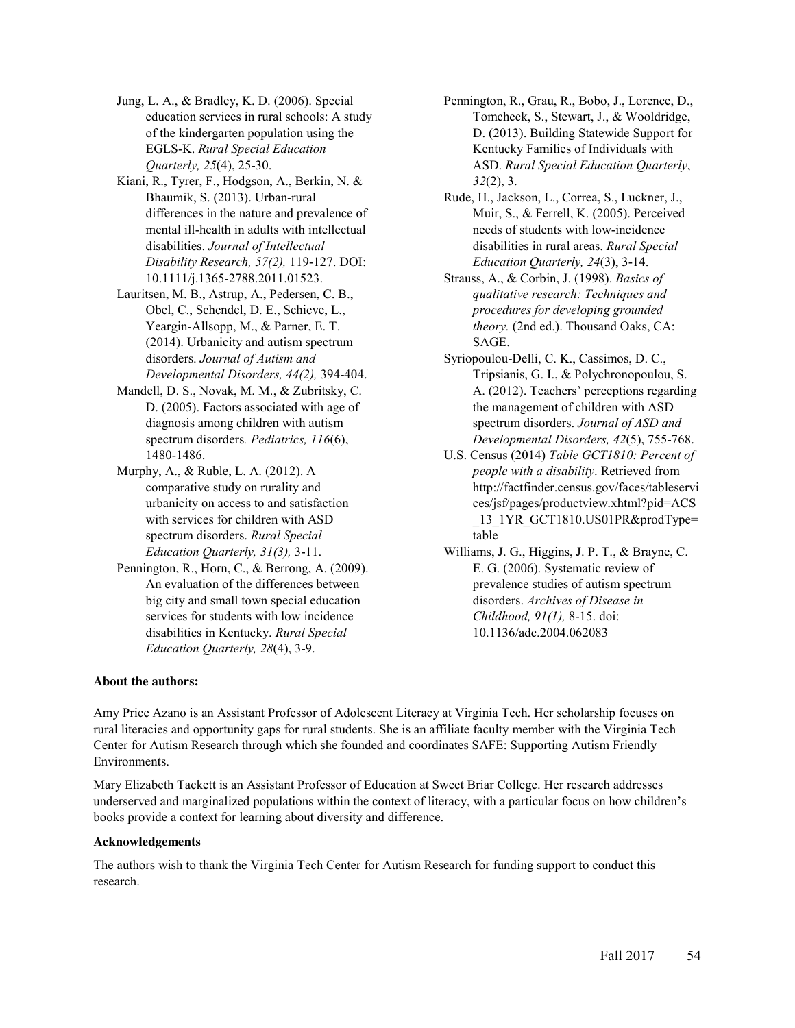Jung, L. A., & Bradley, K. D. (2006). Special education services in rural schools: A study of the kindergarten population using the EGLS-K. *Rural Special Education Quarterly, 25*(4), 25-30.

Kiani, R., Tyrer, F., Hodgson, A., Berkin, N. & Bhaumik, S. (2013). Urban-rural differences in the nature and prevalence of mental ill-health in adults with intellectual disabilities. *Journal of Intellectual Disability Research, 57(2),* 119-127. DOI: 10.1111/j.1365-2788.2011.01523.

Lauritsen, M. B., Astrup, A., Pedersen, C. B., Obel, C., Schendel, D. E., Schieve, L., Yeargin-Allsopp, M., & Parner, E. T. (2014). Urbanicity and autism spectrum disorders. *Journal of Autism and Developmental Disorders, 44(2),* 394-404.

Mandell, D. S., Novak, M. M., & Zubritsky, C. D. (2005). Factors associated with age of diagnosis among children with autism spectrum disorders*. Pediatrics, 116*(6), 1480-1486.

Murphy, A., & Ruble, L. A. (2012). A comparative study on rurality and urbanicity on access to and satisfaction with services for children with ASD spectrum disorders. *Rural Special Education Quarterly, 31(3),* 3-11.

Pennington, R., Horn, C., & Berrong, A. (2009). An evaluation of the differences between big city and small town special education services for students with low incidence disabilities in Kentucky. *Rural Special Education Quarterly, 28*(4), 3-9.

Pennington, R., Grau, R., Bobo, J., Lorence, D., Tomcheck, S., Stewart, J., & Wooldridge, D. (2013). Building Statewide Support for Kentucky Families of Individuals with ASD. *Rural Special Education Quarterly*, *32*(2), 3.

Rude, H., Jackson, L., Correa, S., Luckner, J., Muir, S., & Ferrell, K. (2005). Perceived needs of students with low-incidence disabilities in rural areas. *Rural Special Education Quarterly, 24*(3), 3-14.

Strauss, A., & Corbin, J. (1998). *Basics of qualitative research: Techniques and procedures for developing grounded theory.* (2nd ed.). Thousand Oaks, CA: SAGE.

Syriopoulou-Delli, C. K., Cassimos, D. C., Tripsianis, G. I., & Polychronopoulou, S. A. (2012). Teachers' perceptions regarding the management of children with ASD spectrum disorders. *Journal of ASD and Developmental Disorders, 42*(5), 755-768.

U.S. Census (2014) *Table GCT1810: Percent of people with a disability*. Retrieved from http://factfinder.census.gov/faces/tableservices/jsf/pages/productview.xhtml?pid=ACS_13_1YR_GCT1810.US01PR&prodType=table

Williams, J. G., Higgins, J. P. T., & Brayne, C. E. G. (2006). Systematic review of prevalence studies of autism spectrum disorders. *Archives of Disease in Childhood, 91(1),* 8-15. doi: 10.1136/adc.2004.062083

**About the authors:**

Amy Price Azano is an Assistant Professor of Adolescent Literacy at Virginia Tech. Her scholarship focuses on rural literacies and opportunity gaps for rural students. She is an affiliate faculty member with the Virginia Tech Center for Autism Research through which she founded and coordinates SAFE: Supporting Autism Friendly Environments.

Mary Elizabeth Tackett is an Assistant Professor of Education at Sweet Briar College. Her research addresses underserved and marginalized populations within the context of literacy, with a particular focus on how children's books provide a context for learning about diversity and difference.

**Acknowledgements**

The authors wish to thank the Virginia Tech Center for Autism Research for funding support to conduct this research.